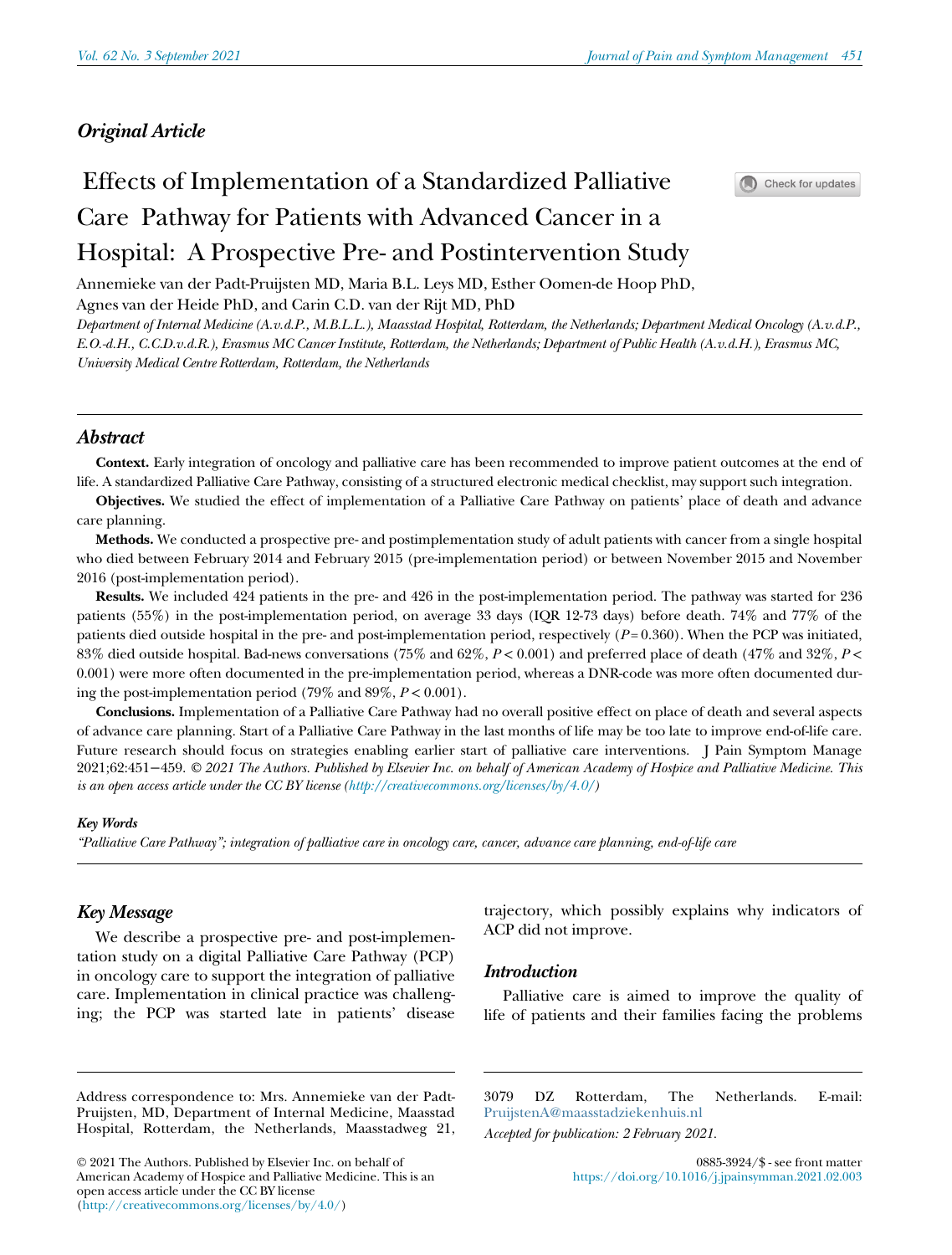*Original Article*

# Effects of Implementation of a Standardized Palliative Care Pathway for Patients with Advanced Cancer in a Hospital: A Prospective Pre- and Postintervention Study

Annemieke van der Padt-Pruijsten MD, Maria B.L. Leys MD, Esther Oomen-de Hoop PhD, Agnes van der Heide PhD, and Carin C.D. van der Rijt MD, PhD

*Department of Internal Medicine (A.v.d.P., M.B.L.L.), Maasstad Hospital, Rotterdam, the Netherlands; Department Medical Oncology (A.v.d.P., E.O.-d.H., C.C.D.v.d.R.), Erasmus MC Cancer Institute, Rotterdam, the Netherlands; Department of Public Health (A.v.d.H.), Erasmus MC, University Medical Centre Rotterdam, Rotterdam, the Netherlands*

## Abstract

**Context.** Early integration of oncology and palliative care has been recommended to improve patient outcomes at the end of life. A standardized Palliative Care Pathway, consisting of a structured electronic medical checklist, may support such integration.

**Objectives.** We studied the effect of implementation of a Palliative Care Pathway on patients' place of death and advance care planning.

**Methods.** We conducted a prospective pre- and postimplementation study of adult patients with cancer from a single hospital who died between February 2014 and February 2015 (pre-implementation period) or between November 2015 and November 2016 (post-implementation period).

**Results.** We included 424 patients in the pre- and 426 in the post-implementation period. The pathway was started for 236 patients (55%) in the post-implementation period, on average 33 days (IQR 12-73 days) before death. 74% and 77% of the patients died outside hospital in the pre- and post-implementation period, respectively ($P = 0.360$). When the PCP was initiated, 83% died outside hospital. Bad-news conversations (75% and 62%, $P < 0.001$) and preferred place of death (47% and 32%, $P < 0.001$) were more often documented in the pre-implementation period, whereas a DNR-code was more often documented during the post-implementation period (79% and 89%, $P < 0.001$).

**Conclusions.** Implementation of a Palliative Care Pathway had no overall positive effect on place of death and several aspects of advance care planning. Start of a Palliative Care Pathway in the last months of life may be too late to improve end-of-life care. Future research should focus on strategies enabling earlier start of palliative care interventions. J Pain Symptom Manage 2021;62:451−459. *© 2021 The Authors. Published by Elsevier Inc. on behalf of American Academy of Hospice and Palliative Medicine. This is an open access article under the CC BY license (http://creativecommons.org/licenses/by/4.0/)*

***Key Words***

*"Palliative Care Pathway"; integration of palliative care in oncology care, cancer, advance care planning, end-of-life care*

## Key Message

We describe a prospective pre- and post-implementation study on a digital Palliative Care Pathway (PCP) in oncology care to support the integration of palliative care. Implementation in clinical practice was challenging; the PCP was started late in patients' disease trajectory, which possibly explains why indicators of ACP did not improve.

## Introduction

Palliative care is aimed to improve the quality of life of patients and their families facing the problems

Address correspondence to: Mrs. Annemieke van der Padt-Pruijsten, MD, Department of Internal Medicine, Maasstad Hospital, Rotterdam, the Netherlands, Maasstadweg 21, 3079 DZ Rotterdam, The Netherlands. E-mail: PruijstenA@maasstadziekenhuis.nl

*Accepted for publication: 2 February 2021.*

© 2021 The Authors. Published by Elsevier Inc. on behalf of American Academy of Hospice and Palliative Medicine. This is an open access article under the CC BY license (http://creativecommons.org/licenses/by/4.0/)

0885-3924/$ - see front matter
https://doi.org/10.1016/j.jpainsymman.2021.02.003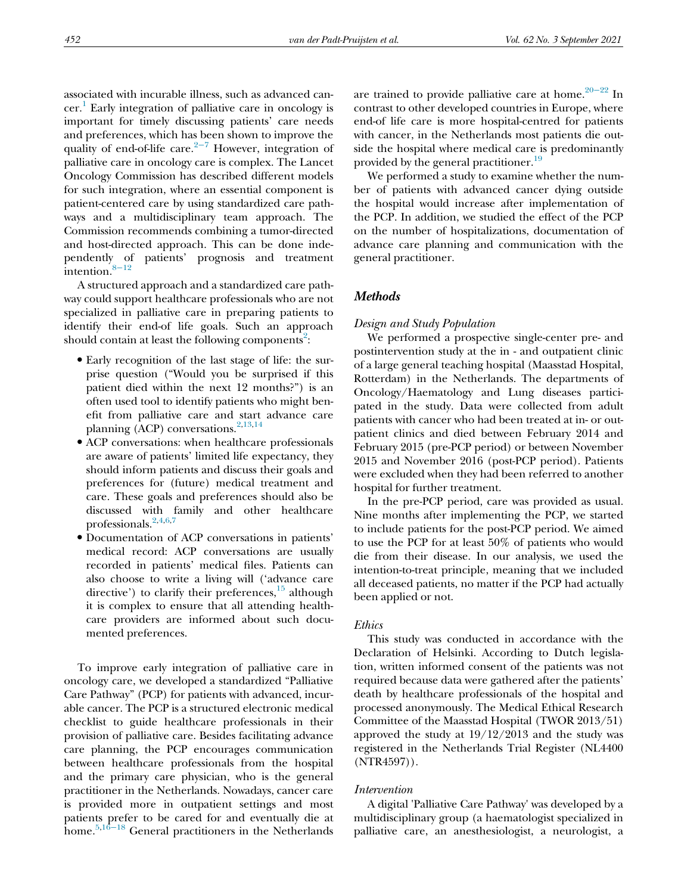associated with incurable illness, such as advanced cancer.[1] Early integration of palliative care in oncology is important for timely discussing patients' care needs and preferences, which has been shown to improve the quality of end-of-life care.[2–7] However, integration of palliative care in oncology care is complex. The Lancet Oncology Commission has described different models for such integration, where an essential component is patient-centered care by using standardized care pathways and a multidisciplinary team approach. The Commission recommends combining a tumor-directed and host-directed approach. This can be done independently of patients' prognosis and treatment intention.[8–12]

A structured approach and a standardized care pathway could support healthcare professionals who are not specialized in palliative care in preparing patients to identify their end-of life goals. Such an approach should contain at least the following components[2]:

- Early recognition of the last stage of life: the surprise question ("Would you be surprised if this patient died within the next 12 months?") is an often used tool to identify patients who might benefit from palliative care and start advance care planning (ACP) conversations.[2,13,14]
- ACP conversations: when healthcare professionals are aware of patients' limited life expectancy, they should inform patients and discuss their goals and preferences for (future) medical treatment and care. These goals and preferences should also be discussed with family and other healthcare professionals.[2,4,6,7]
- Documentation of ACP conversations in patients' medical record: ACP conversations are usually recorded in patients' medical files. Patients can also choose to write a living will ('advance care directive') to clarify their preferences,[15] although it is complex to ensure that all attending healthcare providers are informed about such documented preferences.

To improve early integration of palliative care in oncology care, we developed a standardized "Palliative Care Pathway" (PCP) for patients with advanced, incurable cancer. The PCP is a structured electronic medical checklist to guide healthcare professionals in their provision of palliative care. Besides facilitating advance care planning, the PCP encourages communication between healthcare professionals from the hospital and the primary care physician, who is the general practitioner in the Netherlands. Nowadays, cancer care is provided more in outpatient settings and most patients prefer to be cared for and eventually die at home.[5,16–18] General practitioners in the Netherlands are trained to provide palliative care at home.[20–22] In contrast to other developed countries in Europe, where end-of life care is more hospital-centred for patients with cancer, in the Netherlands most patients die outside the hospital where medical care is predominantly provided by the general practitioner.[19]

We performed a study to examine whether the number of patients with advanced cancer dying outside the hospital would increase after implementation of the PCP. In addition, we studied the effect of the PCP on the number of hospitalizations, documentation of advance care planning and communication with the general practitioner.

## Methods

### Design and Study Population

We performed a prospective single-center pre- and postintervention study at the in - and outpatient clinic of a large general teaching hospital (Maasstad Hospital, Rotterdam) in the Netherlands. The departments of Oncology/Haematology and Lung diseases participated in the study. Data were collected from adult patients with cancer who had been treated at in- or outpatient clinics and died between February 2014 and February 2015 (pre-PCP period) or between November 2015 and November 2016 (post-PCP period). Patients were excluded when they had been referred to another hospital for further treatment.

In the pre-PCP period, care was provided as usual. Nine months after implementing the PCP, we started to include patients for the post-PCP period. We aimed to use the PCP for at least 50% of patients who would die from their disease. In our analysis, we used the intention-to-treat principle, meaning that we included all deceased patients, no matter if the PCP had actually been applied or not.

### Ethics

This study was conducted in accordance with the Declaration of Helsinki. According to Dutch legislation, written informed consent of the patients was not required because data were gathered after the patients' death by healthcare professionals of the hospital and processed anonymously. The Medical Ethical Research Committee of the Maasstad Hospital (TWOR 2013/51) approved the study at 19/12/2013 and the study was registered in the Netherlands Trial Register (NL4400 (NTR4597)).

### Intervention

A digital 'Palliative Care Pathway' was developed by a multidisciplinary group (a haematologist specialized in palliative care, an anesthesiologist, a neurologist, a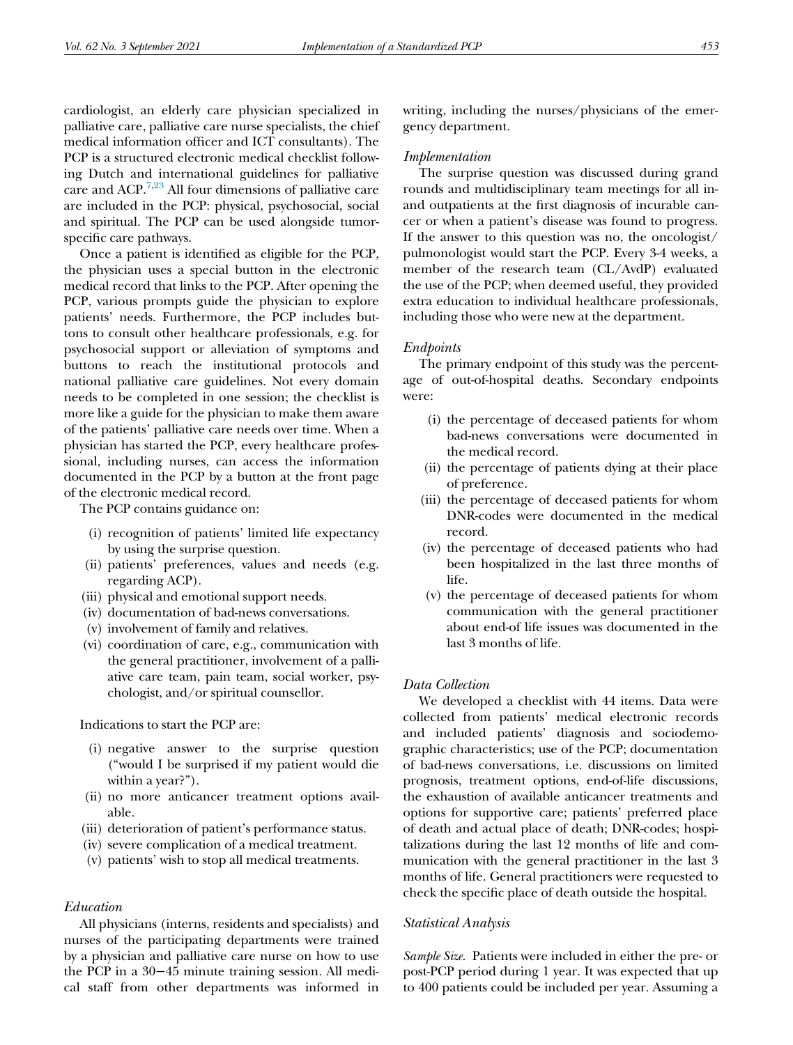cardiologist, an elderly care physician specialized in palliative care, palliative care nurse specialists, the chief medical information officer and ICT consultants). The PCP is a structured electronic medical checklist following Dutch and international guidelines for palliative care and ACP.[7,23] All four dimensions of palliative care are included in the PCP: physical, psychosocial, social and spiritual. The PCP can be used alongside tumor-specific care pathways.

Once a patient is identified as eligible for the PCP, the physician uses a special button in the electronic medical record that links to the PCP. After opening the PCP, various prompts guide the physician to explore patients' needs. Furthermore, the PCP includes buttons to consult other healthcare professionals, e.g. for psychosocial support or alleviation of symptoms and buttons to reach the institutional protocols and national palliative care guidelines. Not every domain needs to be completed in one session; the checklist is more like a guide for the physician to make them aware of the patients' palliative care needs over time. When a physician has started the PCP, every healthcare professional, including nurses, can access the information documented in the PCP by a button at the front page of the electronic medical record.

The PCP contains guidance on:

(i) recognition of patients' limited life expectancy by using the surprise question.
(ii) patients' preferences, values and needs (e.g. regarding ACP).
(iii) physical and emotional support needs.
(iv) documentation of bad-news conversations.
(v) involvement of family and relatives.
(vi) coordination of care, e.g., communication with the general practitioner, involvement of a palliative care team, pain team, social worker, psychologist, and/or spiritual counsellor.

Indications to start the PCP are:

(i) negative answer to the surprise question ("would I be surprised if my patient would die within a year?").
(ii) no more anticancer treatment options available.
(iii) deterioration of patient's performance status.
(iv) severe complication of a medical treatment.
(v) patients' wish to stop all medical treatments.

*Education*

All physicians (interns, residents and specialists) and nurses of the participating departments were trained by a physician and palliative care nurse on how to use the PCP in a 30−45 minute training session. All medical staff from other departments was informed in writing, including the nurses/physicians of the emergency department.

*Implementation*

The surprise question was discussed during grand rounds and multidisciplinary team meetings for all in- and outpatients at the first diagnosis of incurable cancer or when a patient's disease was found to progress. If the answer to this question was no, the oncologist/pulmonologist would start the PCP. Every 3-4 weeks, a member of the research team (CL/AvdP) evaluated the use of the PCP; when deemed useful, they provided extra education to individual healthcare professionals, including those who were new at the department.

*Endpoints*

The primary endpoint of this study was the percentage of out-of-hospital deaths. Secondary endpoints were:

(i) the percentage of deceased patients for whom bad-news conversations were documented in the medical record.
(ii) the percentage of patients dying at their place of preference.
(iii) the percentage of deceased patients for whom DNR-codes were documented in the medical record.
(iv) the percentage of deceased patients who had been hospitalized in the last three months of life.
(v) the percentage of deceased patients for whom communication with the general practitioner about end-of life issues was documented in the last 3 months of life.

*Data Collection*

We developed a checklist with 44 items. Data were collected from patients' medical electronic records and included patients' diagnosis and sociodemographic characteristics; use of the PCP; documentation of bad-news conversations, i.e. discussions on limited prognosis, treatment options, end-of-life discussions, the exhaustion of available anticancer treatments and options for supportive care; patients' preferred place of death and actual place of death; DNR-codes; hospitalizations during the last 12 months of life and communication with the general practitioner in the last 3 months of life. General practitioners were requested to check the specific place of death outside the hospital.

*Statistical Analysis*

*Sample Size.* Patients were included in either the pre- or post-PCP period during 1 year. It was expected that up to 400 patients could be included per year. Assuming a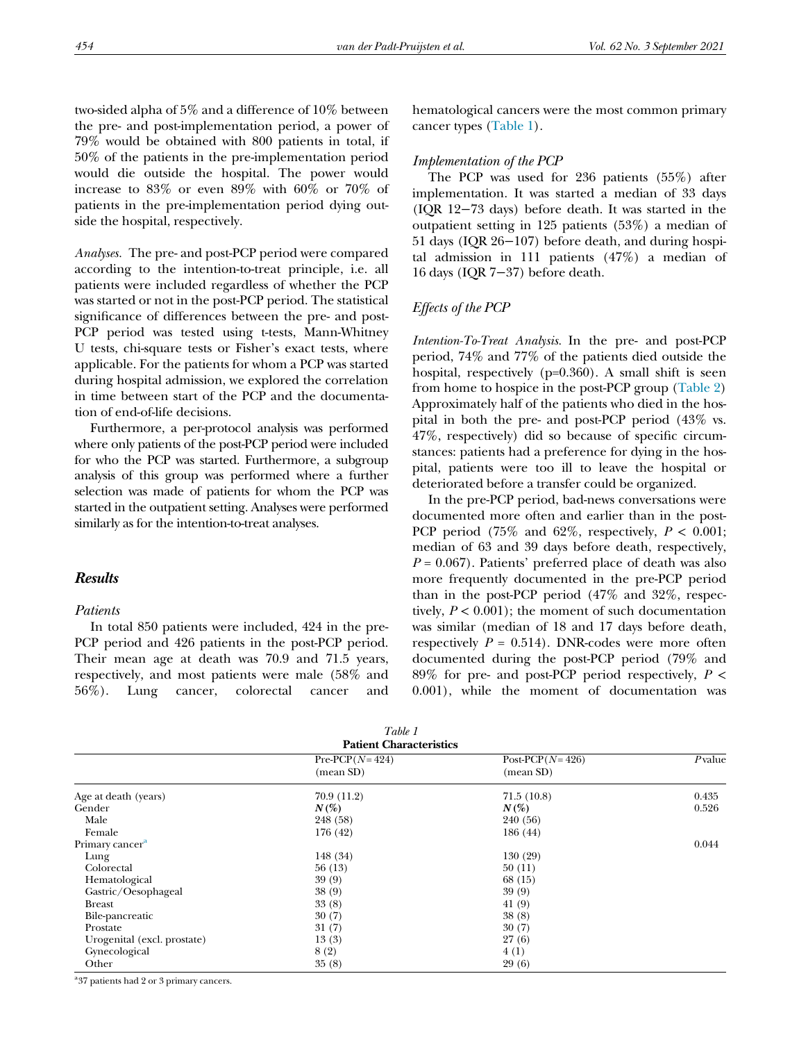two-sided alpha of 5% and a difference of 10% between the pre- and post-implementation period, a power of 79% would be obtained with 800 patients in total, if 50% of the patients in the pre-implementation period would die outside the hospital. The power would increase to 83% or even 89% with 60% or 70% of patients in the pre-implementation period dying outside the hospital, respectively.

*Analyses.* The pre- and post-PCP period were compared according to the intention-to-treat principle, i.e. all patients were included regardless of whether the PCP was started or not in the post-PCP period. The statistical significance of differences between the pre- and post-PCP period was tested using t-tests, Mann-Whitney U tests, chi-square tests or Fisher's exact tests, where applicable. For the patients for whom a PCP was started during hospital admission, we explored the correlation in time between start of the PCP and the documentation of end-of-life decisions.

Furthermore, a per-protocol analysis was performed where only patients of the post-PCP period were included for who the PCP was started. Furthermore, a subgroup analysis of this group was performed where a further selection was made of patients for whom the PCP was started in the outpatient setting. Analyses were performed similarly as for the intention-to-treat analyses.

## Results

### Patients

In total 850 patients were included, 424 in the pre-PCP period and 426 patients in the post-PCP period. Their mean age at death was 70.9 and 71.5 years, respectively, and most patients were male (58% and 56%). Lung cancer, colorectal cancer and hematological cancers were the most common primary cancer types (Table 1).

### Implementation of the PCP

The PCP was used for 236 patients (55%) after implementation. It was started a median of 33 days (IQR 12−73 days) before death. It was started in the outpatient setting in 125 patients (53%) a median of 51 days (IQR 26−107) before death, and during hospital admission in 111 patients (47%) a median of 16 days (IQR 7−37) before death.

### Effects of the PCP

*Intention-To-Treat Analysis.* In the pre- and post-PCP period, 74% and 77% of the patients died outside the hospital, respectively (p=0.360). A small shift is seen from home to hospice in the post-PCP group (Table 2) Approximately half of the patients who died in the hospital in both the pre- and post-PCP period (43% vs. 47%, respectively) did so because of specific circumstances: patients had a preference for dying in the hospital, patients were too ill to leave the hospital or deteriorated before a transfer could be organized.

In the pre-PCP period, bad-news conversations were documented more often and earlier than in the post-PCP period (75% and 62%, respectively, $P < 0.001$; median of 63 and 39 days before death, respectively, $P = 0.067$). Patients' preferred place of death was also more frequently documented in the pre-PCP period than in the post-PCP period (47% and 32%, respectively, $P < 0.001$); the moment of such documentation was similar (median of 18 and 17 days before death, respectively $P = 0.514$). DNR-codes were more often documented during the post-PCP period (79% and 89% for pre- and post-PCP period respectively, $P < 0.001$), while the moment of documentation was

*Table 1*
**Patient Characteristics**

| | Pre-PCP(*N* = 424) (mean SD) | Post-PCP(*N* = 426) (mean SD) | *P* value |
|---|---|---|---|
| Age at death (years) | 70.9 (11.2) | 71.5 (10.8) | 0.435 |
| Gender | ***N* (%)** | ***N* (%)** | 0.526 |
| Male | 248 (58) | 240 (56) | |
| Female | 176 (42) | 186 (44) | |
| Primary cancer[a] | | | 0.044 |
| Lung | 148 (34) | 130 (29) | |
| Colorectal | 56 (13) | 50 (11) | |
| Hematological | 39 (9) | 68 (15) | |
| Gastric/Oesophageal | 38 (9) | 39 (9) | |
| Breast | 33 (8) | 41 (9) | |
| Bile-pancreatic | 30 (7) | 38 (8) | |
| Prostate | 31 (7) | 30 (7) | |
| Urogenital (excl. prostate) | 13 (3) | 27 (6) | |
| Gynecological | 8 (2) | 4 (1) | |
| Other | 35 (8) | 29 (6) | |

[a]37 patients had 2 or 3 primary cancers.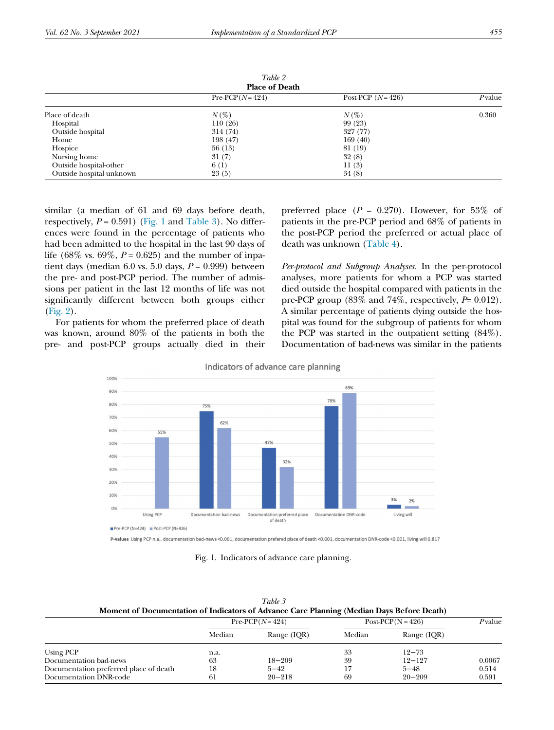Table 2
**Place of Death**

| | Pre-PCP ($N$ = 424) | Post-PCP ($N$ = 426) | $P$ value |
|---|---|---|---|
| Place of death | $N$ (%) | $N$ (%) | 0.360 |
| Hospital | 110 (26) | 99 (23) | |
| Outside hospital | 314 (74) | 327 (77) | |
| Home | 198 (47) | 169 (40) | |
| Hospice | 56 (13) | 81 (19) | |
| Nursing home | 31 (7) | 32 (8) | |
| Outside hospital-other | 6 (1) | 11 (3) | |
| Outside hospital-unknown | 23 (5) | 34 (8) | |

similar (a median of 61 and 69 days before death, respectively, $P$ = 0.591) (Fig. 1 and Table 3). No differences were found in the percentage of patients who had been admitted to the hospital in the last 90 days of life (68% vs. 69%, $P$ = 0.625) and the number of inpatient days (median 6.0 vs. 5.0 days, $P$ = 0.999) between the pre- and post-PCP period. The number of admissions per patient in the last 12 months of life was not significantly different between both groups either (Fig. 2).

For patients for whom the preferred place of death was known, around 80% of the patients in both the pre- and post-PCP groups actually died in their preferred place ($P$ = 0.270). However, for 53% of patients in the pre-PCP period and 68% of patients in the post-PCP period the preferred or actual place of death was unknown (Table 4).

*Per-protocol and Subgroup Analyses.* In the per-protocol analyses, more patients for whom a PCP was started died outside the hospital compared with patients in the pre-PCP group (83% and 74%, respectively, $P$ = 0.012). A similar percentage of patients dying outside the hospital was found for the subgroup of patients for whom the PCP was started in the outpatient setting (84%). Documentation of bad-news was similar in the patients

Indicators of advance care planning

| | Pre-PCP (N=424) | Post-PCP (N=426) |
|---|---|---|
| Using PCP | | 55% |
| Documentation bad-news | 75% | 62% |
| Documentation preferred place of death | 47% | 32% |
| Documentation DNR-code | 79% | 89% |
| Living will | 3% | 2% |

**P-values** Using PCP n.a., documentation bad-news <0.001, documentation prefered place of death <0.001, documentation DNR-code <0.001, living will 0.817

Fig. 1. Indicators of advance care planning.

Table 3
**Moment of Documentation of Indicators of Advance Care Planning (Median Days Before Death)**

| | Pre-PCP ($N$ = 424) | | Post-PCP (N = 426) | | $P$ value |
|---|---|---|---|---|---|
| | Median | Range (IQR) | Median | Range (IQR) | |
| Using PCP | n.a. | | 33 | 12–73 | |
| Documentation bad-news | 63 | 18–209 | 39 | 12–127 | 0.0067 |
| Documentation preferred place of death | 18 | 5–42 | 17 | 5–48 | 0.514 |
| Documentation DNR-code | 61 | 20–218 | 69 | 20–209 | 0.591 |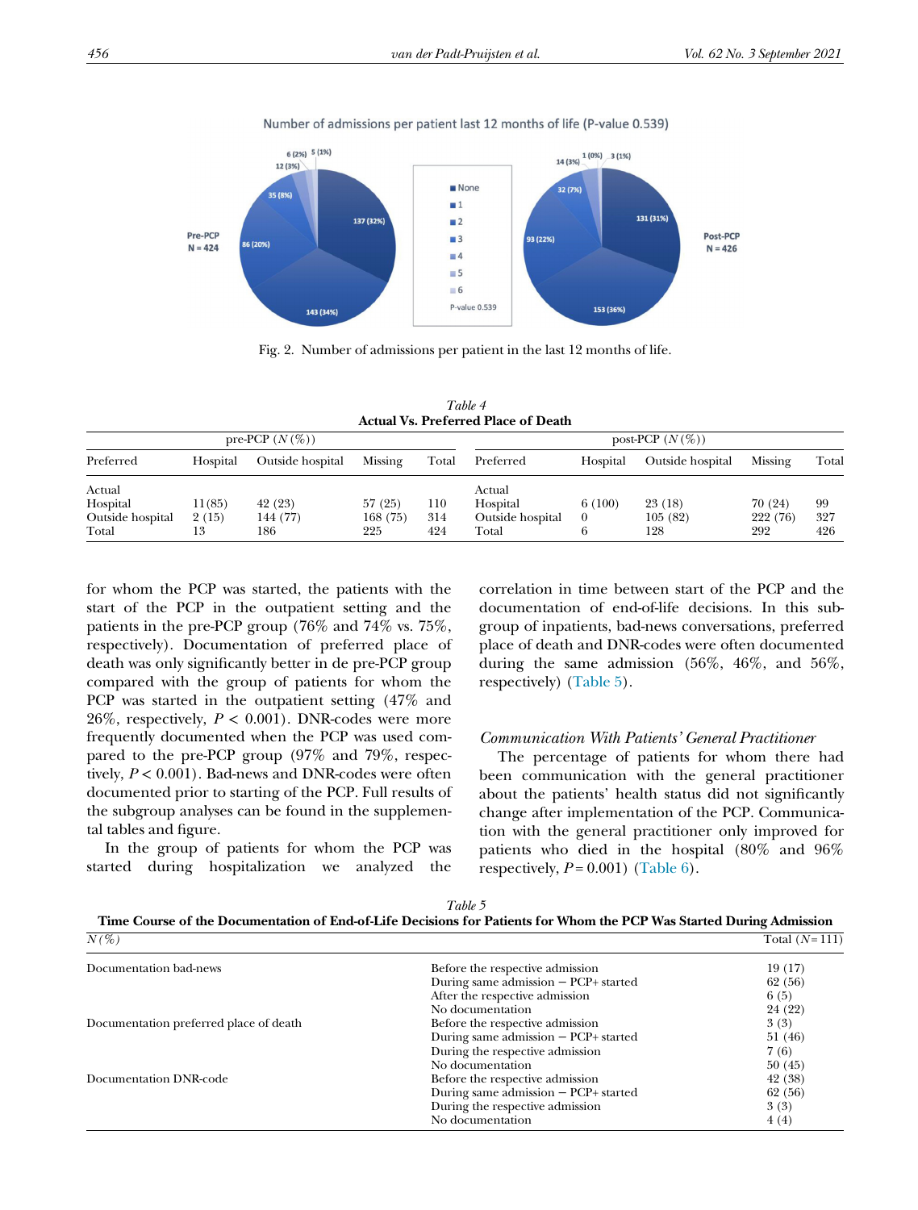Number of admissions per patient last 12 months of life (P-value 0.539)

Fig. 2. Number of admissions per patient in the last 12 months of life.

*Table 4*
**Actual Vs. Preferred Place of Death**

| pre-PCP ($N$ (%)) | | | | | post-PCP ($N$ (%)) | | | | |
|---|---|---|---|---|---|---|---|---|---|
| Preferred | Hospital | Outside hospital | Missing | Total | Preferred | Hospital | Outside hospital | Missing | Total |
| Actual | | | | | Actual | | | | |
| Hospital | 11(85) | 42 (23) | 57 (25) | 110 | Hospital | 6 (100) | 23 (18) | 70 (24) | 99 |
| Outside hospital | 2 (15) | 144 (77) | 168 (75) | 314 | Outside hospital | 0 | 105 (82) | 222 (76) | 327 |
| Total | 13 | 186 | 225 | 424 | Total | 6 | 128 | 292 | 426 |

for whom the PCP was started, the patients with the start of the PCP in the outpatient setting and the patients in the pre-PCP group (76% and 74% vs. 75%, respectively). Documentation of preferred place of death was only significantly better in de pre-PCP group compared with the group of patients for whom the PCP was started in the outpatient setting (47% and 26%, respectively, $P < 0.001$). DNR-codes were more frequently documented when the PCP was used compared to the pre-PCP group (97% and 79%, respectively, $P < 0.001$). Bad-news and DNR-codes were often documented prior to starting of the PCP. Full results of the subgroup analyses can be found in the supplemental tables and figure.

In the group of patients for whom the PCP was started during hospitalization we analyzed the correlation in time between start of the PCP and the documentation of end-of-life decisions. In this subgroup of inpatients, bad-news conversations, preferred place of death and DNR-codes were often documented during the same admission (56%, 46%, and 56%, respectively) (Table 5).

### *Communication With Patients' General Practitioner*

The percentage of patients for whom there had been communication with the general practitioner about the patients' health status did not significantly change after implementation of the PCP. Communication with the general practitioner only improved for patients who died in the hospital (80% and 96% respectively, $P = 0.001$) (Table 6).

*Table 5*
**Time Course of the Documentation of End-of-Life Decisions for Patients for Whom the PCP Was Started During Admission**

| $N$ (%) | | Total ($N$ = 111) |
|---|---|---|
| Documentation bad-news | Before the respective admission | 19 (17) |
| | During same admission − PCP+ started | 62 (56) |
| | After the respective admission | 6 (5) |
| | No documentation | 24 (22) |
| Documentation preferred place of death | Before the respective admission | 3 (3) |
| | During same admission − PCP+ started | 51 (46) |
| | During the respective admission | 7 (6) |
| | No documentation | 50 (45) |
| Documentation DNR-code | Before the respective admission | 42 (38) |
| | During same admission − PCP+ started | 62 (56) |
| | During the respective admission | 3 (3) |
| | No documentation | 4 (4) |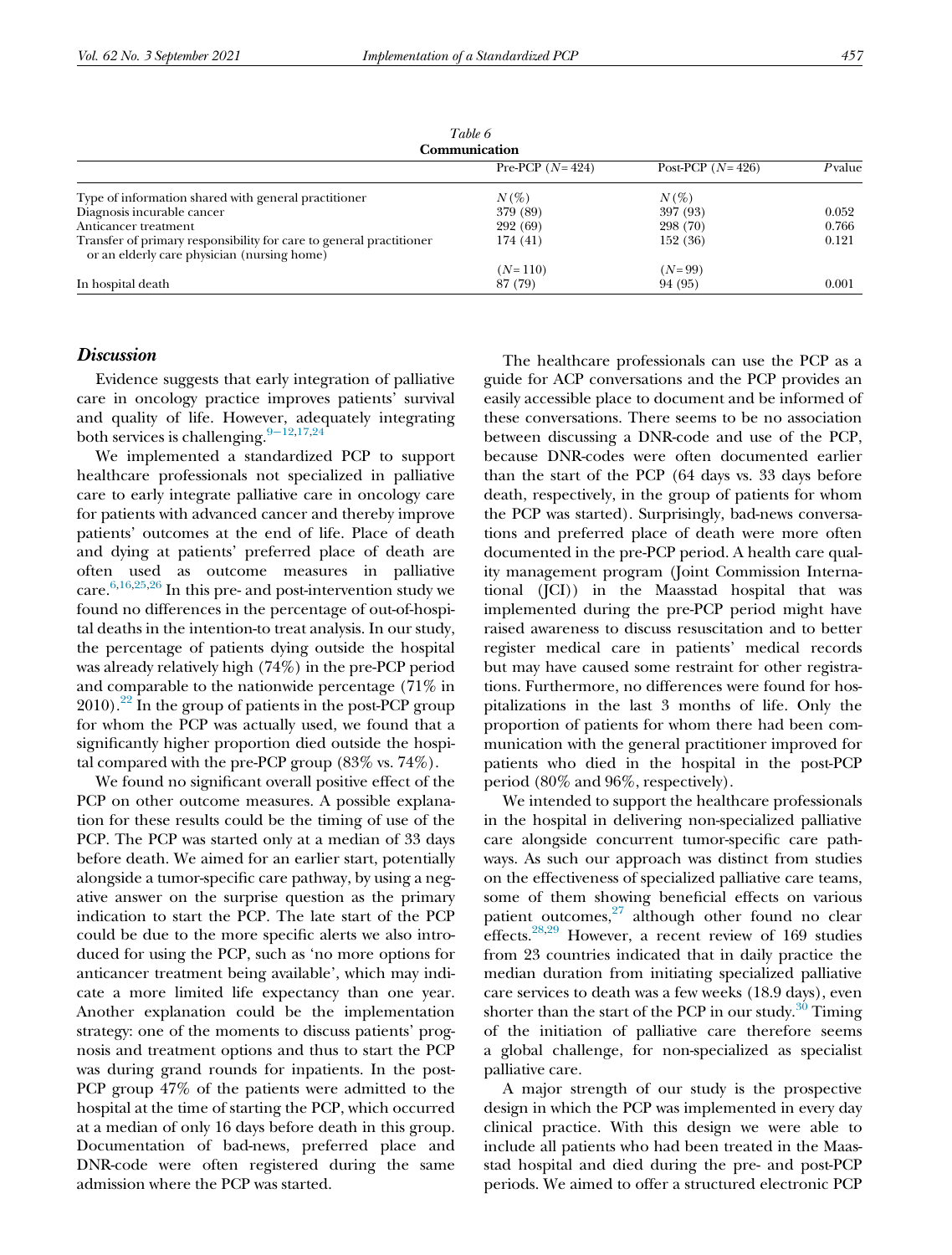Table 6
**Communication**

| | Pre-PCP ($N = 424$) | Post-PCP ($N = 426$) | $P$ value |
|---|---|---|---|
| Type of information shared with general practitioner | $N$ (%) | $N$ (%) | |
| Diagnosis incurable cancer | 379 (89) | 397 (93) | 0.052 |
| Anticancer treatment | 292 (69) | 298 (70) | 0.766 |
| Transfer of primary responsibility for care to general practitioner or an elderly care physician (nursing home) | 174 (41) | 152 (36) | 0.121 |
| | ($N = 110$) | ($N = 99$) | |
| In hospital death | 87 (79) | 94 (95) | 0.001 |

## Discussion

Evidence suggests that early integration of palliative care in oncology practice improves patients' survival and quality of life. However, adequately integrating both services is challenging.[9–12,17,24]

We implemented a standardized PCP to support healthcare professionals not specialized in palliative care to early integrate palliative care in oncology care for patients with advanced cancer and thereby improve patients' outcomes at the end of life. Place of death and dying at patients' preferred place of death are often used as outcome measures in palliative care.[6,16,25,26] In this pre- and post-intervention study we found no differences in the percentage of out-of-hospital deaths in the intention-to treat analysis. In our study, the percentage of patients dying outside the hospital was already relatively high (74%) in the pre-PCP period and comparable to the nationwide percentage (71% in 2010).[22] In the group of patients in the post-PCP group for whom the PCP was actually used, we found that a significantly higher proportion died outside the hospital compared with the pre-PCP group (83% vs. 74%).

We found no significant overall positive effect of the PCP on other outcome measures. A possible explanation for these results could be the timing of use of the PCP. The PCP was started only at a median of 33 days before death. We aimed for an earlier start, potentially alongside a tumor-specific care pathway, by using a negative answer on the surprise question as the primary indication to start the PCP. The late start of the PCP could be due to the more specific alerts we also introduced for using the PCP, such as 'no more options for anticancer treatment being available', which may indicate a more limited life expectancy than one year. Another explanation could be the implementation strategy: one of the moments to discuss patients' prognosis and treatment options and thus to start the PCP was during grand rounds for inpatients. In the post-PCP group 47% of the patients were admitted to the hospital at the time of starting the PCP, which occurred at a median of only 16 days before death in this group. Documentation of bad-news, preferred place and DNR-code were often registered during the same admission where the PCP was started.

The healthcare professionals can use the PCP as a guide for ACP conversations and the PCP provides an easily accessible place to document and be informed of these conversations. There seems to be no association between discussing a DNR-code and use of the PCP, because DNR-codes were often documented earlier than the start of the PCP (64 days vs. 33 days before death, respectively, in the group of patients for whom the PCP was started). Surprisingly, bad-news conversations and preferred place of death were more often documented in the pre-PCP period. A health care quality management program (Joint Commission International (JCI)) in the Maasstad hospital that was implemented during the pre-PCP period might have raised awareness to discuss resuscitation and to better register medical care in patients' medical records but may have caused some restraint for other registrations. Furthermore, no differences were found for hospitalizations in the last 3 months of life. Only the proportion of patients for whom there had been communication with the general practitioner improved for patients who died in the hospital in the post-PCP period (80% and 96%, respectively).

We intended to support the healthcare professionals in the hospital in delivering non-specialized palliative care alongside concurrent tumor-specific care pathways. As such our approach was distinct from studies on the effectiveness of specialized palliative care teams, some of them showing beneficial effects on various patient outcomes,[27] although other found no clear effects.[28,29] However, a recent review of 169 studies from 23 countries indicated that in daily practice the median duration from initiating specialized palliative care services to death was a few weeks (18.9 days), even shorter than the start of the PCP in our study.[30] Timing of the initiation of palliative care therefore seems a global challenge, for non-specialized as specialist palliative care.

A major strength of our study is the prospective design in which the PCP was implemented in every day clinical practice. With this design we were able to include all patients who had been treated in the Maasstad hospital and died during the pre- and post-PCP periods. We aimed to offer a structured electronic PCP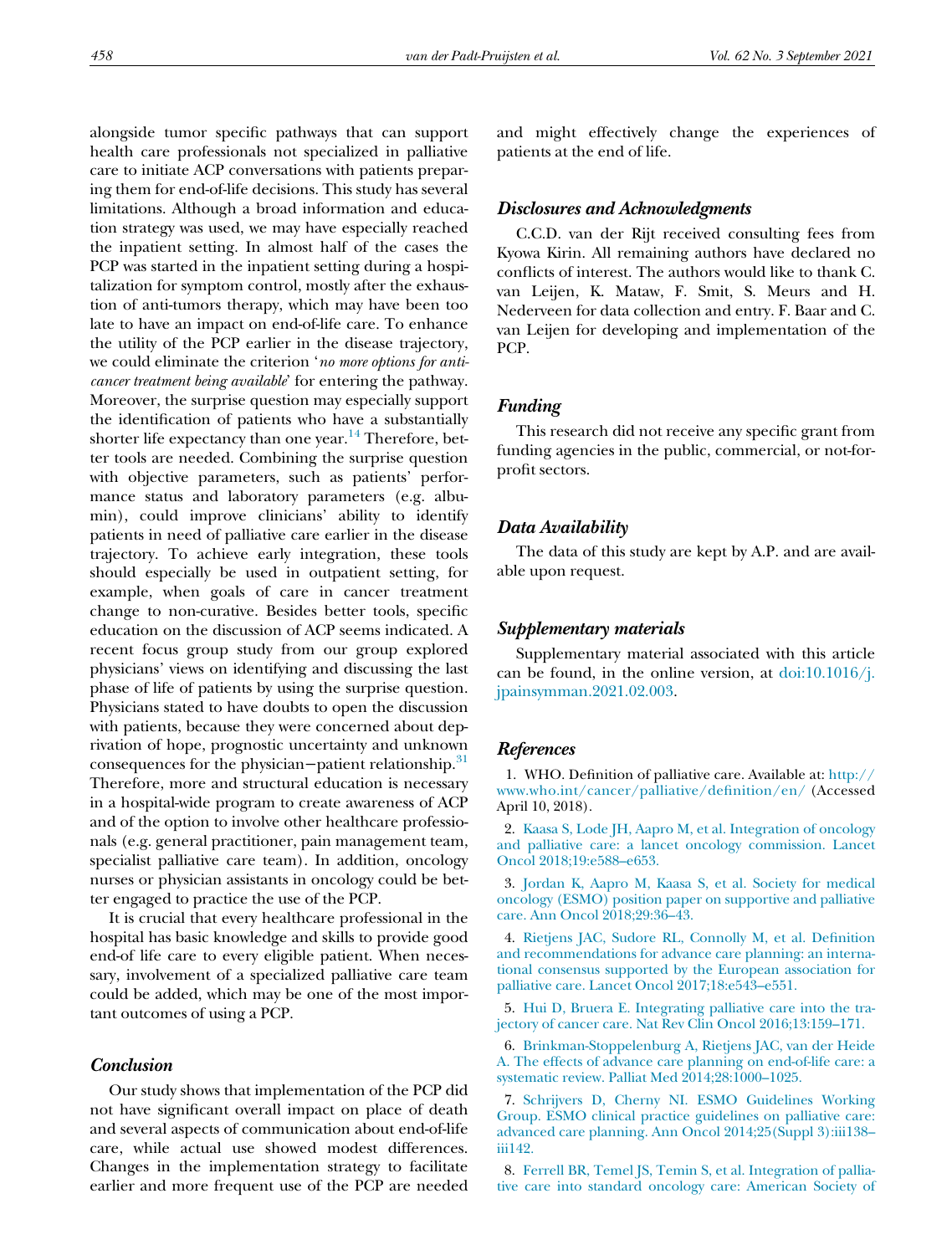alongside tumor specific pathways that can support health care professionals not specialized in palliative care to initiate ACP conversations with patients preparing them for end-of-life decisions. This study has several limitations. Although a broad information and education strategy was used, we may have especially reached the inpatient setting. In almost half of the cases the PCP was started in the inpatient setting during a hospitalization for symptom control, mostly after the exhaustion of anti-tumors therapy, which may have been too late to have an impact on end-of-life care. To enhance the utility of the PCP earlier in the disease trajectory, we could eliminate the criterion '*no more options for anticancer treatment being available*' for entering the pathway. Moreover, the surprise question may especially support the identification of patients who have a substantially shorter life expectancy than one year.[14] Therefore, better tools are needed. Combining the surprise question with objective parameters, such as patients' performance status and laboratory parameters (e.g. albumin), could improve clinicians' ability to identify patients in need of palliative care earlier in the disease trajectory. To achieve early integration, these tools should especially be used in outpatient setting, for example, when goals of care in cancer treatment change to non-curative. Besides better tools, specific education on the discussion of ACP seems indicated. A recent focus group study from our group explored physicians' views on identifying and discussing the last phase of life of patients by using the surprise question. Physicians stated to have doubts to open the discussion with patients, because they were concerned about deprivation of hope, prognostic uncertainty and unknown consequences for the physician−patient relationship.[31] Therefore, more and structural education is necessary in a hospital-wide program to create awareness of ACP and of the option to involve other healthcare professionals (e.g. general practitioner, pain management team, specialist palliative care team). In addition, oncology nurses or physician assistants in oncology could be better engaged to practice the use of the PCP.

It is crucial that every healthcare professional in the hospital has basic knowledge and skills to provide good end-of life care to every eligible patient. When necessary, involvement of a specialized palliative care team could be added, which may be one of the most important outcomes of using a PCP.

## Conclusion

Our study shows that implementation of the PCP did not have significant overall impact on place of death and several aspects of communication about end-of-life care, while actual use showed modest differences. Changes in the implementation strategy to facilitate earlier and more frequent use of the PCP are needed and might effectively change the experiences of patients at the end of life.

## Disclosures and Acknowledgments

C.C.D. van der Rijt received consulting fees from Kyowa Kirin. All remaining authors have declared no conflicts of interest. The authors would like to thank C. van Leijen, K. Mataw, F. Smit, S. Meurs and H. Nederveen for data collection and entry. F. Baar and C. van Leijen for developing and implementation of the PCP.

## Funding

This research did not receive any specific grant from funding agencies in the public, commercial, or not-for-profit sectors.

## Data Availability

The data of this study are kept by A.P. and are available upon request.

## Supplementary materials

Supplementary material associated with this article can be found, in the online version, at doi:10.1016/j.jpainsymman.2021.02.003.

## References

1. WHO. Definition of palliative care. Available at: http://www.who.int/cancer/palliative/definition/en/ (Accessed April 10, 2018).

2. Kaasa S, Lode JH, Aapro M, et al. Integration of oncology and palliative care: a lancet oncology commission. Lancet Oncol 2018;19:e588–e653.

3. Jordan K, Aapro M, Kaasa S, et al. Society for medical oncology (ESMO) position paper on supportive and palliative care. Ann Oncol 2018;29:36–43.

4. Rietjens JAC, Sudore RL, Connolly M, et al. Definition and recommendations for advance care planning: an international consensus supported by the European association for palliative care. Lancet Oncol 2017;18:e543–e551.

5. Hui D, Bruera E. Integrating palliative care into the trajectory of cancer care. Nat Rev Clin Oncol 2016;13:159–171.

6. Brinkman-Stoppelenburg A, Rietjens JAC, van der Heide A. The effects of advance care planning on end-of-life care: a systematic review. Palliat Med 2014;28:1000–1025.

7. Schrijvers D, Cherny NI. ESMO Guidelines Working Group. ESMO clinical practice guidelines on palliative care: advanced care planning. Ann Oncol 2014;25(Suppl 3):iii138–iii142.

8. Ferrell BR, Temel JS, Temin S, et al. Integration of palliative care into standard oncology care: American Society of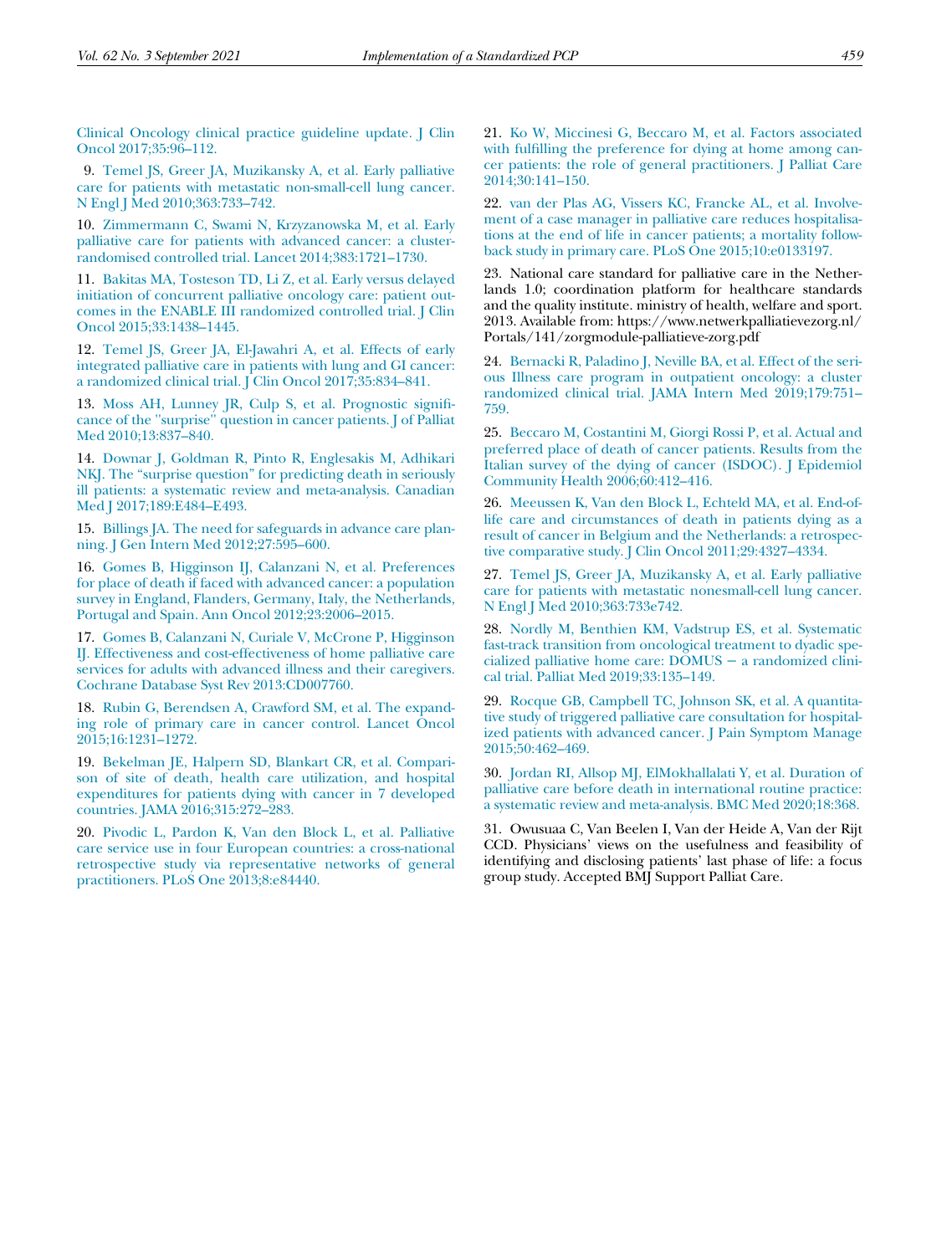Clinical Oncology clinical practice guideline update. J Clin Oncol 2017;35:96–112.

9. Temel JS, Greer JA, Muzikansky A, et al. Early palliative care for patients with metastatic non-small-cell lung cancer. N Engl J Med 2010;363:733–742.

10. Zimmermann C, Swami N, Krzyzanowska M, et al. Early palliative care for patients with advanced cancer: a cluster-randomised controlled trial. Lancet 2014;383:1721–1730.

11. Bakitas MA, Tosteson TD, Li Z, et al. Early versus delayed initiation of concurrent palliative oncology care: patient outcomes in the ENABLE III randomized controlled trial. J Clin Oncol 2015;33:1438–1445.

12. Temel JS, Greer JA, El-Jawahri A, et al. Effects of early integrated palliative care in patients with lung and GI cancer: a randomized clinical trial. J Clin Oncol 2017;35:834–841.

13. Moss AH, Lunney JR, Culp S, et al. Prognostic significance of the "surprise" question in cancer patients. J of Palliat Med 2010;13:837–840.

14. Downar J, Goldman R, Pinto R, Englesakis M, Adhikari NKJ. The "surprise question" for predicting death in seriously ill patients: a systematic review and meta-analysis. Canadian Med J 2017;189:E484–E493.

15. Billings JA. The need for safeguards in advance care planning. J Gen Intern Med 2012;27:595–600.

16. Gomes B, Higginson IJ, Calanzani N, et al. Preferences for place of death if faced with advanced cancer: a population survey in England, Flanders, Germany, Italy, the Netherlands, Portugal and Spain. Ann Oncol 2012;23:2006–2015.

17. Gomes B, Calanzani N, Curiale V, McCrone P, Higginson IJ. Effectiveness and cost-effectiveness of home palliative care services for adults with advanced illness and their caregivers. Cochrane Database Syst Rev 2013:CD007760.

18. Rubin G, Berendsen A, Crawford SM, et al. The expanding role of primary care in cancer control. Lancet Oncol 2015;16:1231–1272.

19. Bekelman JE, Halpern SD, Blankart CR, et al. Comparison of site of death, health care utilization, and hospital expenditures for patients dying with cancer in 7 developed countries. JAMA 2016;315:272–283.

20. Pivodic L, Pardon K, Van den Block L, et al. Palliative care service use in four European countries: a cross-national retrospective study via representative networks of general practitioners. PLoS One 2013;8:e84440.

21. Ko W, Miccinesi G, Beccaro M, et al. Factors associated with fulfilling the preference for dying at home among cancer patients: the role of general practitioners. J Palliat Care 2014;30:141–150.

22. van der Plas AG, Vissers KC, Francke AL, et al. Involvement of a case manager in palliative care reduces hospitalisations at the end of life in cancer patients; a mortality follow-back study in primary care. PLoS One 2015;10:e0133197.

23. National care standard for palliative care in the Netherlands 1.0; coordination platform for healthcare standards and the quality institute. ministry of health, welfare and sport. 2013. Available from: https://www.netwerkpalliatievezorg.nl/Portals/141/zorgmodule-palliatieve-zorg.pdf

24. Bernacki R, Paladino J, Neville BA, et al. Effect of the serious Illness care program in outpatient oncology: a cluster randomized clinical trial. JAMA Intern Med 2019;179:751–759.

25. Beccaro M, Costantini M, Giorgi Rossi P, et al. Actual and preferred place of death of cancer patients. Results from the Italian survey of the dying of cancer (ISDOC). J Epidemiol Community Health 2006;60:412–416.

26. Meeussen K, Van den Block L, Echteld MA, et al. End-of-life care and circumstances of death in patients dying as a result of cancer in Belgium and the Netherlands: a retrospective comparative study. J Clin Oncol 2011;29:4327–4334.

27. Temel JS, Greer JA, Muzikansky A, et al. Early palliative care for patients with metastatic nonesmall-cell lung cancer. N Engl J Med 2010;363:733e742.

28. Nordly M, Benthien KM, Vadstrup ES, et al. Systematic fast-track transition from oncological treatment to dyadic specialized palliative home care: DOMUS – a randomized clinical trial. Palliat Med 2019;33:135–149.

29. Rocque GB, Campbell TC, Johnson SK, et al. A quantitative study of triggered palliative care consultation for hospitalized patients with advanced cancer. J Pain Symptom Manage 2015;50:462–469.

30. Jordan RI, Allsop MJ, ElMokhallalati Y, et al. Duration of palliative care before death in international routine practice: a systematic review and meta-analysis. BMC Med 2020;18:368.

31. Owusuaa C, Van Beelen I, Van der Heide A, Van der Rijt CCD. Physicians' views on the usefulness and feasibility of identifying and disclosing patients' last phase of life: a focus group study. Accepted BMJ Support Palliat Care.